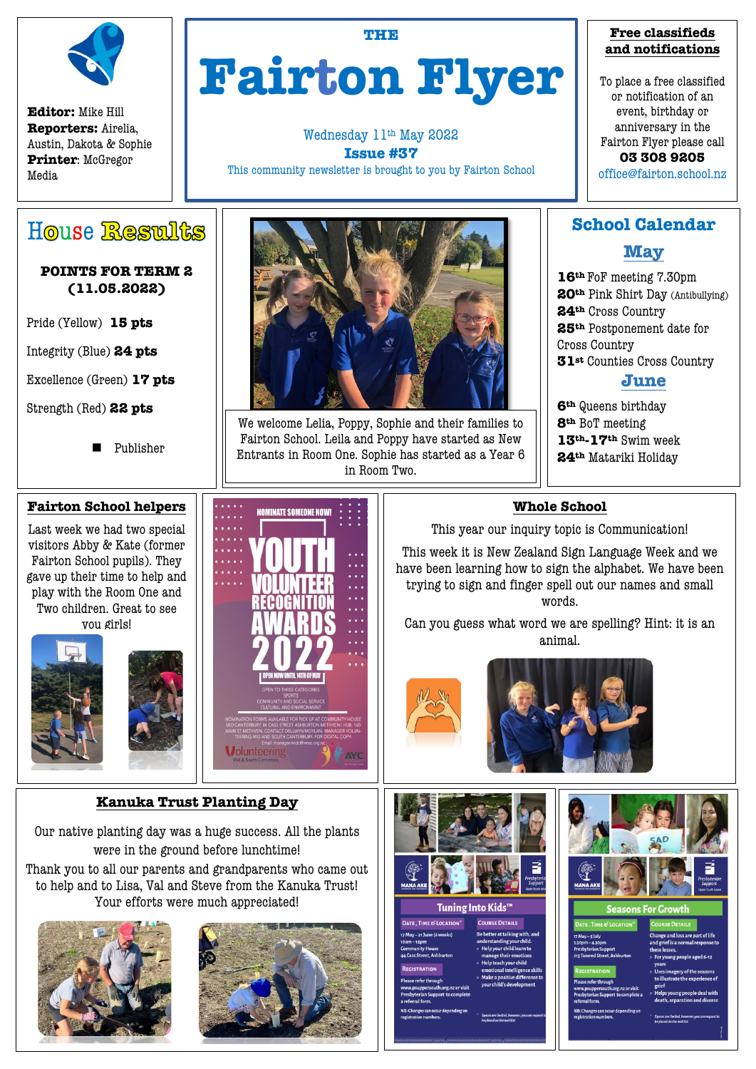**Editor:** Mike Hill
**Reporters:** Airelia, Austin, Dakota & Sophie
**Printer**: McGregor Media

THE

# Fairton Flyer

Wednesday 11th May 2022
**Issue #37**
This community newsletter is brought to you by Fairton School

**Free classifieds and notifications**

To place a free classified or notification of an event, birthday or anniversary in the Fairton Flyer please call **03 308 9205**
office@fairton.school.nz

## House Results

**POINTS FOR TERM 2 (11.05.2022)**

Pride (Yellow) **15 pts**

Integrity (Blue) **24 pts**

Excellence (Green) **17 pts**

Strength (Red) **22 pts**

- Publisher

We welcome Lelia, Poppy, Sophie and their families to Fairton School. Leila and Poppy have started as New Entrants in Room One. Sophie has started as a Year 6 in Room Two.

## School Calendar

### May

**16th** FoF meeting 7.30pm
**20th** Pink Shirt Day (Antibullying)
**24th** Cross Country
**25th** Postponement date for Cross Country
**31st** Counties Cross Country

### June

**6th** Queens birthday
**8th** BoT meeting
**13th-17th** Swim week
**24th** Matariki Holiday

## Fairton School helpers

Last week we had two special visitors Abby & Kate (former Fairton School pupils). They gave up their time to help and play with the Room One and Two children. Great to see you girls!

## Whole School

This year our inquiry topic is Communication!

This week it is New Zealand Sign Language Week and we have been learning how to sign the alphabet. We have been trying to sign and finger spell out our names and small words.

Can you guess what word we are spelling? Hint: it is an animal.

## Kanuka Trust Planting Day

Our native planting day was a huge success. All the plants were in the ground before lunchtime!

Thank you to all our parents and grandparents who came out to help and to Lisa, Val and Steve from the Kanuka Trust! Your efforts were much appreciated!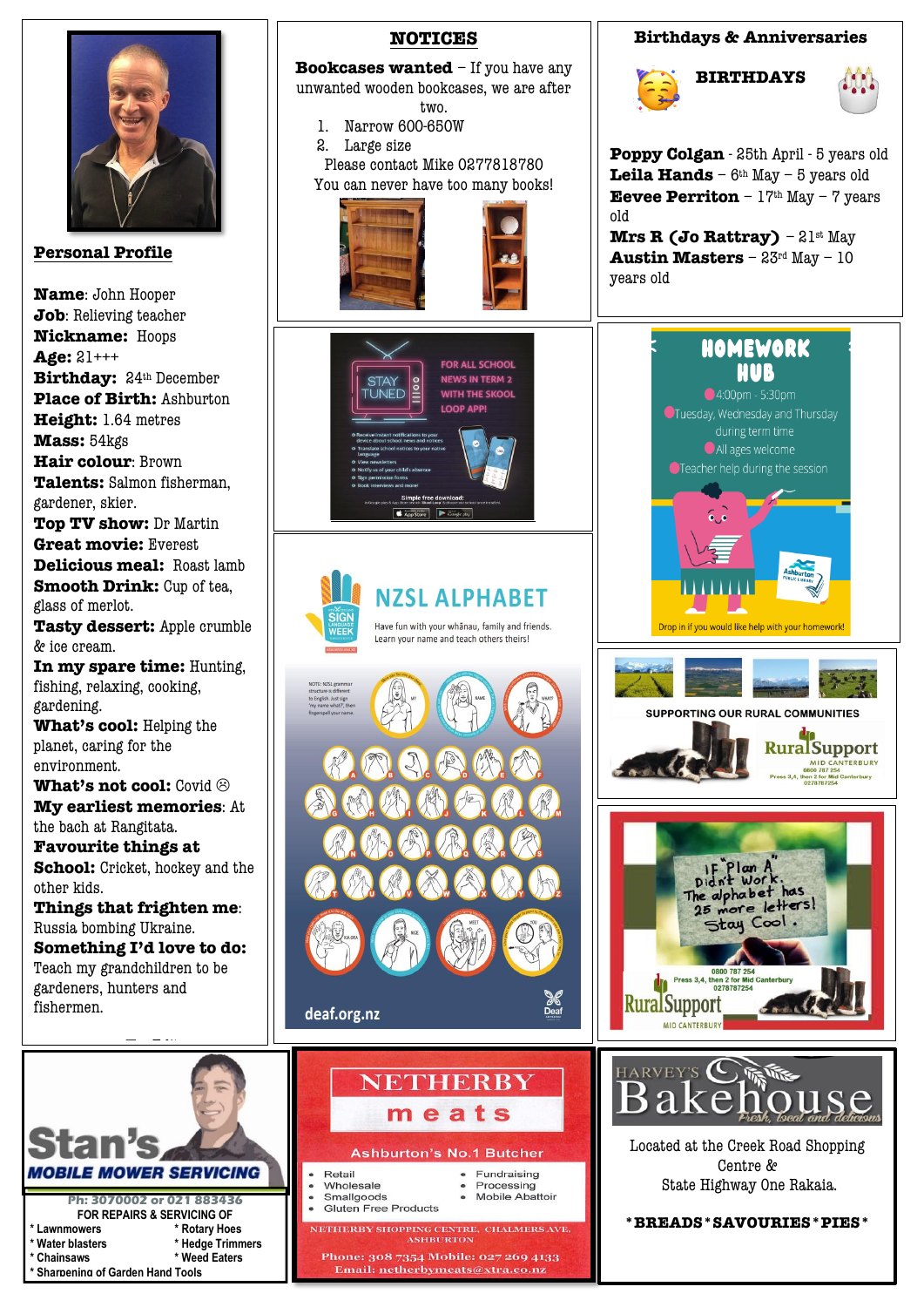## Personal Profile

**Name**: John Hooper
**Job**: Relieving teacher
**Nickname:** Hoops
**Age:** 21+++
**Birthday:** 24th December
**Place of Birth:** Ashburton
**Height:** 1.64 metres
**Mass:** 54kgs
**Hair colour**: Brown
**Talents:** Salmon fisherman, gardener, skier.
**Top TV show:** Dr Martin
**Great movie:** Everest
**Delicious meal:** Roast lamb
**Smooth Drink:** Cup of tea, glass of merlot.
**Tasty dessert:** Apple crumble & ice cream.
**In my spare time:** Hunting, fishing, relaxing, cooking, gardening.
**What's cool:** Helping the planet, caring for the environment.
**What's not cool:** Covid ☹
**My earliest memories**: At the bach at Rangitata.
**Favourite things at School:** Cricket, hockey and the other kids.
**Things that frighten me**: Russia bombing Ukraine.
**Something I'd love to do:** Teach my grandchildren to be gardeners, hunters and fishermen.

## NOTICES

**Bookcases wanted** – If you have any unwanted wooden bookcases, we are after two.

1. Narrow 600-650W
2. Large size

Please contact Mike 0277818780
You can never have too many books!

## Birthdays & Anniversaries

### BIRTHDAYS

**Poppy Colgan** - 25th April - 5 years old
**Leila Hands** – 6th May – 5 years old
**Eevee Perriton** – 17th May – 7 years old
**Mrs R (Jo Rattray)** – 21st May
**Austin Masters** – 23rd May – 10 years old

STAY TUNED

FOR ALL SCHOOL NEWS IN TERM 2 WITH THE SKOOL LOOP APP!

- Receive instant notifications to your device about school news and notices
- Translate school notices to your native language
- View newsletters
- Notify us of your child's absence
- Sign permission forms
- Book interviews and more!

Simple free download:

## HOMEWORK HUB

- 4:00pm - 5:30pm
- Tuesday, Wednesday and Thursday during term time
- All ages welcome
- Teacher help during the session

Drop in if you would like help with your homework!

## NZSL ALPHABET

Have fun with your whānau, family and friends. Learn your name and teach others theirs!

deaf.org.nz

SUPPORTING OUR RURAL COMMUNITIES

Rural Support MID CANTERBURY
0800 787 254
Press 3,4, then 2 for Mid Canterbury
0278787254

If "Plan A" Didn't work. The alphabet has 25 more letters! Stay Cool.

0800 787 254
Press 3,4, then 2 for Mid Canterbury
0278787254
Rural Support MID CANTERBURY

**Stan's MOBILE MOWER SERVICING**

Ph: 3070002 or 021 883436

FOR REPAIRS & SERVICING OF

| | |
|---|---|
| * Lawnmowers | * Rotary Hoes |
| * Water blasters | * Hedge Trimmers |
| * Chainsaws | * Weed Eaters |
| * Sharpening of Garden Hand Tools | |

**NETHERBY meats**

Ashburton's No.1 Butcher

- Retail
- Wholesale
- Smallgoods
- Gluten Free Products
- Fundraising
- Processing
- Mobile Abattoir

NETHERBY SHOPPING CENTRE, CHALMERS AVE, ASHBURTON

Phone: 308 7354 Mobile: 027 269 4133
Email: netherbymeats@xtra.co.nz

**HARVEY'S Bakehouse** Fresh, local and delicious

Located at the Creek Road Shopping Centre & State Highway One Rakaia.

***BREADS*SAVOURIES*PIES***